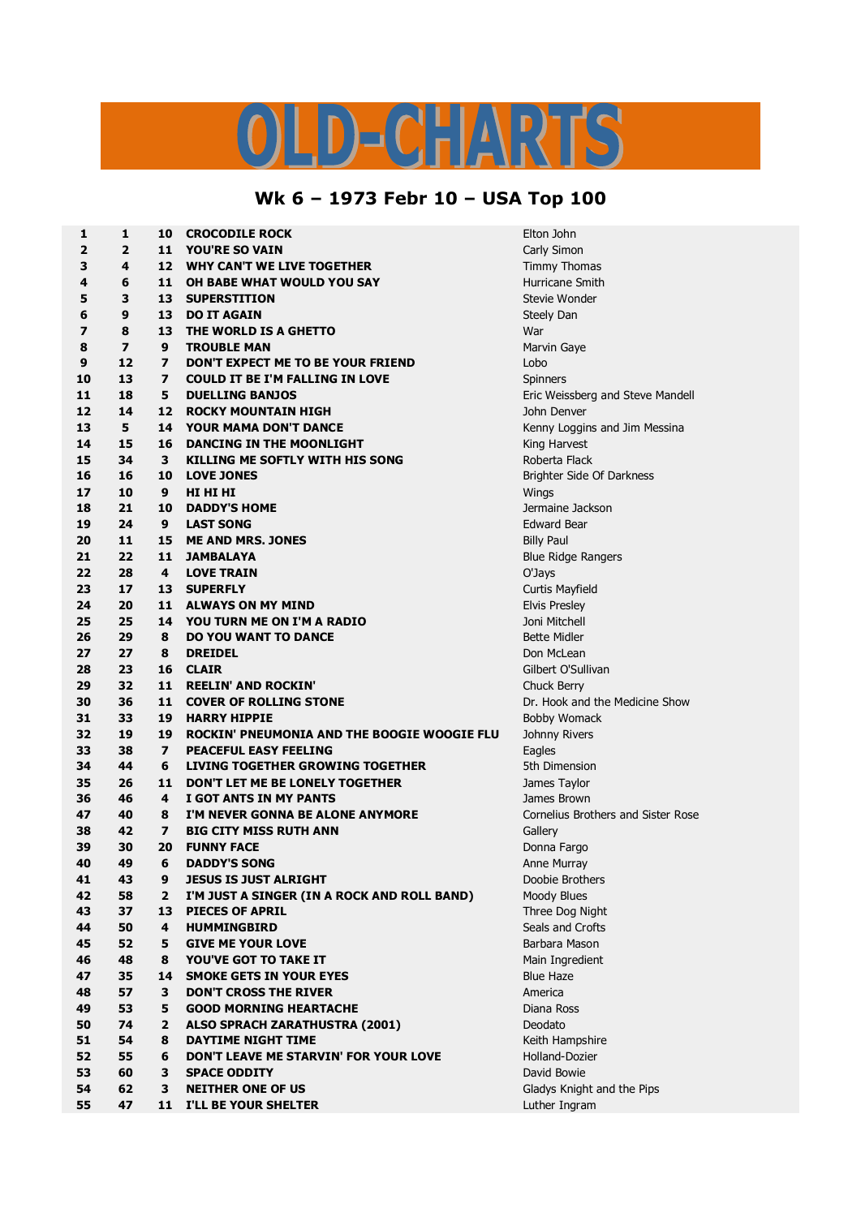# OLD-CHARTS

## Wk 6 – 1973 Febr 10 – USA Top 100

| | | | | |
|---|---|---|---|---|
| 1 | 1 | 10 | CROCODILE ROCK | Elton John |
| 2 | 2 | 11 | YOU'RE SO VAIN | Carly Simon |
| 3 | 4 | 12 | WHY CAN'T WE LIVE TOGETHER | Timmy Thomas |
| 4 | 6 | 11 | OH BABE WHAT WOULD YOU SAY | Hurricane Smith |
| 5 | 3 | 13 | SUPERSTITION | Stevie Wonder |
| 6 | 9 | 13 | DO IT AGAIN | Steely Dan |
| 7 | 8 | 13 | THE WORLD IS A GHETTO | War |
| 8 | 7 | 9 | TROUBLE MAN | Marvin Gaye |
| 9 | 12 | 7 | DON'T EXPECT ME TO BE YOUR FRIEND | Lobo |
| 10 | 13 | 7 | COULD IT BE I'M FALLING IN LOVE | Spinners |
| 11 | 18 | 5 | DUELLING BANJOS | Eric Weissberg and Steve Mandell |
| 12 | 14 | 12 | ROCKY MOUNTAIN HIGH | John Denver |
| 13 | 5 | 14 | YOUR MAMA DON'T DANCE | Kenny Loggins and Jim Messina |
| 14 | 15 | 16 | DANCING IN THE MOONLIGHT | King Harvest |
| 15 | 34 | 3 | KILLING ME SOFTLY WITH HIS SONG | Roberta Flack |
| 16 | 16 | 10 | LOVE JONES | Brighter Side Of Darkness |
| 17 | 10 | 9 | HI HI HI | Wings |
| 18 | 21 | 10 | DADDY'S HOME | Jermaine Jackson |
| 19 | 24 | 9 | LAST SONG | Edward Bear |
| 20 | 11 | 15 | ME AND MRS. JONES | Billy Paul |
| 21 | 22 | 11 | JAMBALAYA | Blue Ridge Rangers |
| 22 | 28 | 4 | LOVE TRAIN | O'Jays |
| 23 | 17 | 13 | SUPERFLY | Curtis Mayfield |
| 24 | 20 | 11 | ALWAYS ON MY MIND | Elvis Presley |
| 25 | 25 | 14 | YOU TURN ME ON I'M A RADIO | Joni Mitchell |
| 26 | 29 | 8 | DO YOU WANT TO DANCE | Bette Midler |
| 27 | 27 | 8 | DREIDEL | Don McLean |
| 28 | 23 | 16 | CLAIR | Gilbert O'Sullivan |
| 29 | 32 | 11 | REELIN' AND ROCKIN' | Chuck Berry |
| 30 | 36 | 11 | COVER OF ROLLING STONE | Dr. Hook and the Medicine Show |
| 31 | 33 | 19 | HARRY HIPPIE | Bobby Womack |
| 32 | 19 | 19 | ROCKIN' PNEUMONIA AND THE BOOGIE WOOGIE FLU | Johnny Rivers |
| 33 | 38 | 7 | PEACEFUL EASY FEELING | Eagles |
| 34 | 44 | 6 | LIVING TOGETHER GROWING TOGETHER | 5th Dimension |
| 35 | 26 | 11 | DON'T LET ME BE LONELY TOGETHER | James Taylor |
| 36 | 46 | 4 | I GOT ANTS IN MY PANTS | James Brown |
| 47 | 40 | 8 | I'M NEVER GONNA BE ALONE ANYMORE | Cornelius Brothers and Sister Rose |
| 38 | 42 | 7 | BIG CITY MISS RUTH ANN | Gallery |
| 39 | 30 | 20 | FUNNY FACE | Donna Fargo |
| 40 | 49 | 6 | DADDY'S SONG | Anne Murray |
| 41 | 43 | 9 | JESUS IS JUST ALRIGHT | Doobie Brothers |
| 42 | 58 | 2 | I'M JUST A SINGER (IN A ROCK AND ROLL BAND) | Moody Blues |
| 43 | 37 | 13 | PIECES OF APRIL | Three Dog Night |
| 44 | 50 | 4 | HUMMINGBIRD | Seals and Crofts |
| 45 | 52 | 5 | GIVE ME YOUR LOVE | Barbara Mason |
| 46 | 48 | 8 | YOU'VE GOT TO TAKE IT | Main Ingredient |
| 47 | 35 | 14 | SMOKE GETS IN YOUR EYES | Blue Haze |
| 48 | 57 | 3 | DON'T CROSS THE RIVER | America |
| 49 | 53 | 5 | GOOD MORNING HEARTACHE | Diana Ross |
| 50 | 74 | 2 | ALSO SPRACH ZARATHUSTRA (2001) | Deodato |
| 51 | 54 | 8 | DAYTIME NIGHT TIME | Keith Hampshire |
| 52 | 55 | 6 | DON'T LEAVE ME STARVIN' FOR YOUR LOVE | Holland-Dozier |
| 53 | 60 | 3 | SPACE ODDITY | David Bowie |
| 54 | 62 | 3 | NEITHER ONE OF US | Gladys Knight and the Pips |
| 55 | 47 | 11 | I'LL BE YOUR SHELTER | Luther Ingram |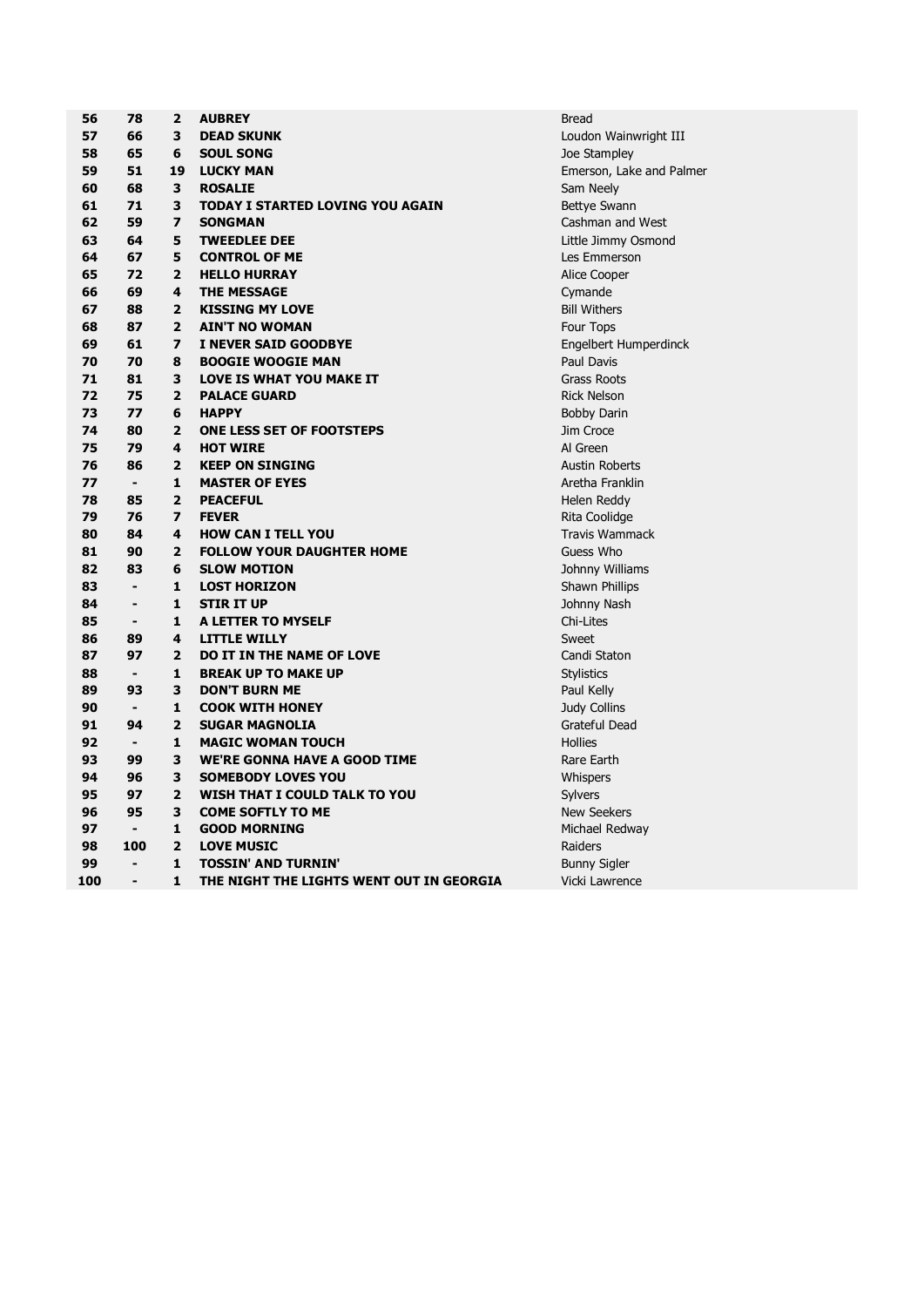| | | | | |
|---|---|---|---|---|
| 56 | 78 | 2 | **AUBREY** | Bread |
| 57 | 66 | 3 | **DEAD SKUNK** | Loudon Wainwright III |
| 58 | 65 | 6 | **SOUL SONG** | Joe Stampley |
| 59 | 51 | 19 | **LUCKY MAN** | Emerson, Lake and Palmer |
| 60 | 68 | 3 | **ROSALIE** | Sam Neely |
| 61 | 71 | 3 | **TODAY I STARTED LOVING YOU AGAIN** | Bettye Swann |
| 62 | 59 | 7 | **SONGMAN** | Cashman and West |
| 63 | 64 | 5 | **TWEEDLEE DEE** | Little Jimmy Osmond |
| 64 | 67 | 5 | **CONTROL OF ME** | Les Emmerson |
| 65 | 72 | 2 | **HELLO HURRAY** | Alice Cooper |
| 66 | 69 | 4 | **THE MESSAGE** | Cymande |
| 67 | 88 | 2 | **KISSING MY LOVE** | Bill Withers |
| 68 | 87 | 2 | **AIN'T NO WOMAN** | Four Tops |
| 69 | 61 | 7 | **I NEVER SAID GOODBYE** | Engelbert Humperdinck |
| 70 | 70 | 8 | **BOOGIE WOOGIE MAN** | Paul Davis |
| 71 | 81 | 3 | **LOVE IS WHAT YOU MAKE IT** | Grass Roots |
| 72 | 75 | 2 | **PALACE GUARD** | Rick Nelson |
| 73 | 77 | 6 | **HAPPY** | Bobby Darin |
| 74 | 80 | 2 | **ONE LESS SET OF FOOTSTEPS** | Jim Croce |
| 75 | 79 | 4 | **HOT WIRE** | Al Green |
| 76 | 86 | 2 | **KEEP ON SINGING** | Austin Roberts |
| 77 | - | 1 | **MASTER OF EYES** | Aretha Franklin |
| 78 | 85 | 2 | **PEACEFUL** | Helen Reddy |
| 79 | 76 | 7 | **FEVER** | Rita Coolidge |
| 80 | 84 | 4 | **HOW CAN I TELL YOU** | Travis Wammack |
| 81 | 90 | 2 | **FOLLOW YOUR DAUGHTER HOME** | Guess Who |
| 82 | 83 | 6 | **SLOW MOTION** | Johnny Williams |
| 83 | - | 1 | **LOST HORIZON** | Shawn Phillips |
| 84 | - | 1 | **STIR IT UP** | Johnny Nash |
| 85 | - | 1 | **A LETTER TO MYSELF** | Chi-Lites |
| 86 | 89 | 4 | **LITTLE WILLY** | Sweet |
| 87 | 97 | 2 | **DO IT IN THE NAME OF LOVE** | Candi Staton |
| 88 | - | 1 | **BREAK UP TO MAKE UP** | Stylistics |
| 89 | 93 | 3 | **DON'T BURN ME** | Paul Kelly |
| 90 | - | 1 | **COOK WITH HONEY** | Judy Collins |
| 91 | 94 | 2 | **SUGAR MAGNOLIA** | Grateful Dead |
| 92 | - | 1 | **MAGIC WOMAN TOUCH** | Hollies |
| 93 | 99 | 3 | **WE'RE GONNA HAVE A GOOD TIME** | Rare Earth |
| 94 | 96 | 3 | **SOMEBODY LOVES YOU** | Whispers |
| 95 | 97 | 2 | **WISH THAT I COULD TALK TO YOU** | Sylvers |
| 96 | 95 | 3 | **COME SOFTLY TO ME** | New Seekers |
| 97 | - | 1 | **GOOD MORNING** | Michael Redway |
| 98 | 100 | 2 | **LOVE MUSIC** | Raiders |
| 99 | - | 1 | **TOSSIN' AND TURNIN'** | Bunny Sigler |
| 100 | - | 1 | **THE NIGHT THE LIGHTS WENT OUT IN GEORGIA** | Vicki Lawrence |